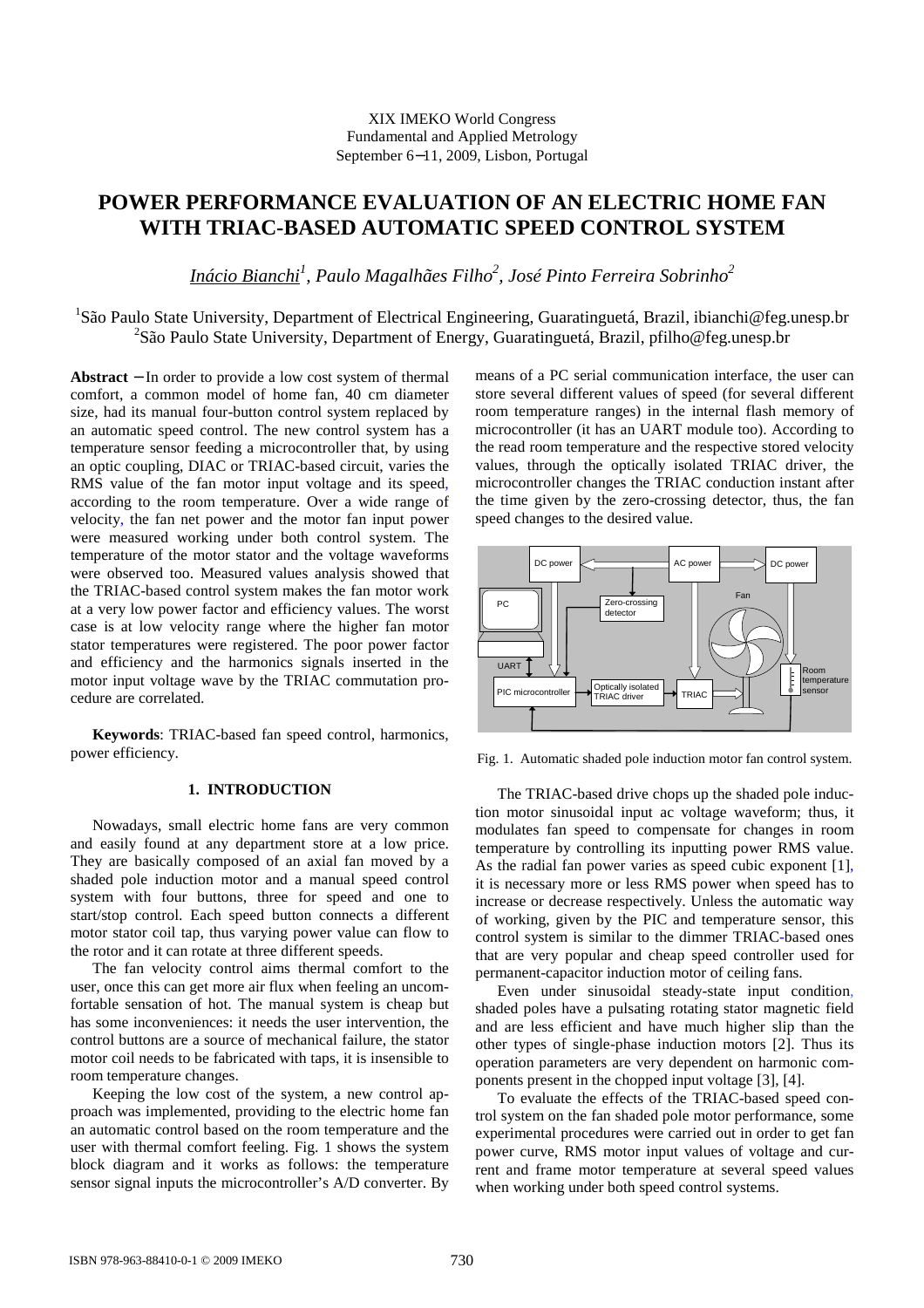XIX IMEKO World Congress
Fundamental and Applied Metrology
September 6−11, 2009, Lisbon, Portugal

# POWER PERFORMANCE EVALUATION OF AN ELECTRIC HOME FAN WITH TRIAC-BASED AUTOMATIC SPEED CONTROL SYSTEM

*Inácio Bianchi[1], Paulo Magalhães Filho[2], José Pinto Ferreira Sobrinho[2]*

[1]São Paulo State University, Department of Electrical Engineering, Guaratinguetá, Brazil, ibianchi@feg.unesp.br
[2]São Paulo State University, Department of Energy, Guaratinguetá, Brazil, pfilho@feg.unesp.br

**Abstract** − In order to provide a low cost system of thermal comfort, a common model of home fan, 40 cm diameter size, had its manual four-button control system replaced by an automatic speed control. The new control system has a temperature sensor feeding a microcontroller that, by using an optic coupling, DIAC or TRIAC-based circuit, varies the RMS value of the fan motor input voltage and its speed, according to the room temperature. Over a wide range of velocity, the fan net power and the motor fan input power were measured working under both control system. The temperature of the motor stator and the voltage waveforms were observed too. Measured values analysis showed that the TRIAC-based control system makes the fan motor work at a very low power factor and efficiency values. The worst case is at low velocity range where the higher fan motor stator temperatures were registered. The poor power factor and efficiency and the harmonics signals inserted in the motor input voltage wave by the TRIAC commutation procedure are correlated.

**Keywords**: TRIAC-based fan speed control, harmonics, power efficiency.

## 1. INTRODUCTION

Nowadays, small electric home fans are very common and easily found at any department store at a low price. They are basically composed of an axial fan moved by a shaded pole induction motor and a manual speed control system with four buttons, three for speed and one to start/stop control. Each speed button connects a different motor stator coil tap, thus varying power value can flow to the rotor and it can rotate at three different speeds.

The fan velocity control aims thermal comfort to the user, once this can get more air flux when feeling an uncomfortable sensation of hot. The manual system is cheap but has some inconveniences: it needs the user intervention, the control buttons are a source of mechanical failure, the stator motor coil needs to be fabricated with taps, it is insensible to room temperature changes.

Keeping the low cost of the system, a new control approach was implemented, providing to the electric home fan an automatic control based on the room temperature and the user with thermal comfort feeling. Fig. 1 shows the system block diagram and it works as follows: the temperature sensor signal inputs the microcontroller's A/D converter. By means of a PC serial communication interface, the user can store several different values of speed (for several different room temperature ranges) in the internal flash memory of microcontroller (it has an UART module too). According to the read room temperature and the respective stored velocity values, through the optically isolated TRIAC driver, the microcontroller changes the TRIAC conduction instant after the time given by the zero-crossing detector, thus, the fan speed changes to the desired value.

Fig. 1. Automatic shaded pole induction motor fan control system.

The TRIAC-based drive chops up the shaded pole induction motor sinusoidal input ac voltage waveform; thus, it modulates fan speed to compensate for changes in room temperature by controlling its inputting power RMS value. As the radial fan power varies as speed cubic exponent [1], it is necessary more or less RMS power when speed has to increase or decrease respectively. Unless the automatic way of working, given by the PIC and temperature sensor, this control system is similar to the dimmer TRIAC-based ones that are very popular and cheap speed controller used for permanent-capacitor induction motor of ceiling fans.

Even under sinusoidal steady-state input condition, shaded poles have a pulsating rotating stator magnetic field and are less efficient and have much higher slip than the other types of single-phase induction motors [2]. Thus its operation parameters are very dependent on harmonic components present in the chopped input voltage [3], [4].

To evaluate the effects of the TRIAC-based speed control system on the fan shaded pole motor performance, some experimental procedures were carried out in order to get fan power curve, RMS motor input values of voltage and current and frame motor temperature at several speed values when working under both speed control systems.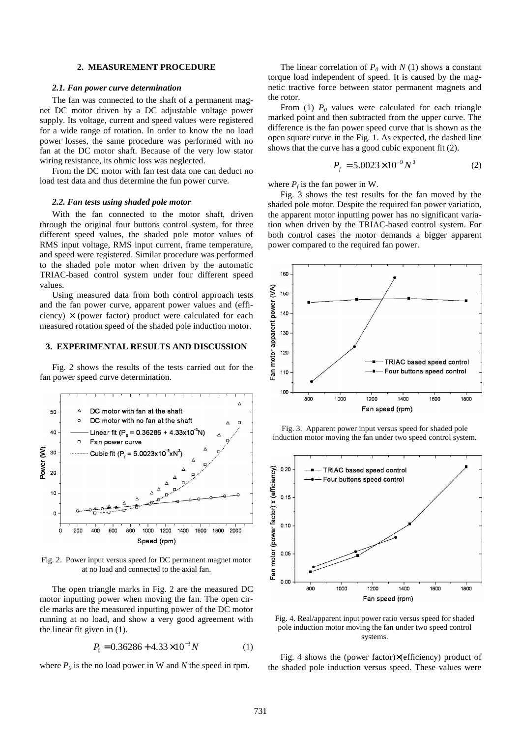## 2. MEASUREMENT PROCEDURE

### *2.1. Fan power curve determination*

The fan was connected to the shaft of a permanent magnet DC motor driven by a DC adjustable voltage power supply. Its voltage, current and speed values were registered for a wide range of rotation. In order to know the no load power losses, the same procedure was performed with no fan at the DC motor shaft. Because of the very low stator wiring resistance, its ohmic loss was neglected.

From the DC motor with fan test data one can deduct no load test data and thus determine the fun power curve.

### *2.2. Fan tests using shaded pole motor*

With the fan connected to the motor shaft, driven through the original four buttons control system, for three different speed values, the shaded pole motor values of RMS input voltage, RMS input current, frame temperature, and speed were registered. Similar procedure was performed to the shaded pole motor when driven by the automatic TRIAC-based control system under four different speed values.

Using measured data from both control approach tests and the fan power curve, apparent power values and (efficiency) × (power factor) product were calculated for each measured rotation speed of the shaded pole induction motor.

## 3. EXPERIMENTAL RESULTS AND DISCUSSION

Fig. 2 shows the results of the tests carried out for the fan power speed curve determination.

Fig. 2. Power input versus speed for DC permanent magnet motor at no load and connected to the axial fan.

The open triangle marks in Fig. 2 are the measured DC motor inputting power when moving the fan. The open circle marks are the measured inputting power of the DC motor running at no load, and show a very good agreement with the linear fit given in (1).

$$P_0 = 0.36286 + 4.33 \times 10^{-3} N \qquad (1)$$

where $P_0$ is the no load power in W and $N$ the speed in rpm.

The linear correlation of $P_0$ with $N$ (1) shows a constant torque load independent of speed. It is caused by the magnetic tractive force between stator permanent magnets and the rotor.

From (1) $P_0$ values were calculated for each triangle marked point and then subtracted from the upper curve. The difference is the fan power speed curve that is shown as the open square curve in the Fig. 1. As expected, the dashed line shows that the curve has a good cubic exponent fit (2).

$$P_f = 5.0023 \times 10^{-9} N^3 \qquad (2)$$

where $P_f$ is the fan power in W.

Fig. 3 shows the test results for the fan moved by the shaded pole motor. Despite the required fan power variation, the apparent motor inputting power has no significant variation when driven by the TRIAC-based control system. For both control cases the motor demands a bigger apparent power compared to the required fan power.

Fig. 3. Apparent power input versus speed for shaded pole induction motor moving the fan under two speed control system.

Fig. 4. Real/apparent input power ratio versus speed for shaded pole induction motor moving the fan under two speed control systems.

Fig. 4 shows the (power factor)×(efficiency) product of the shaded pole induction versus speed. These values were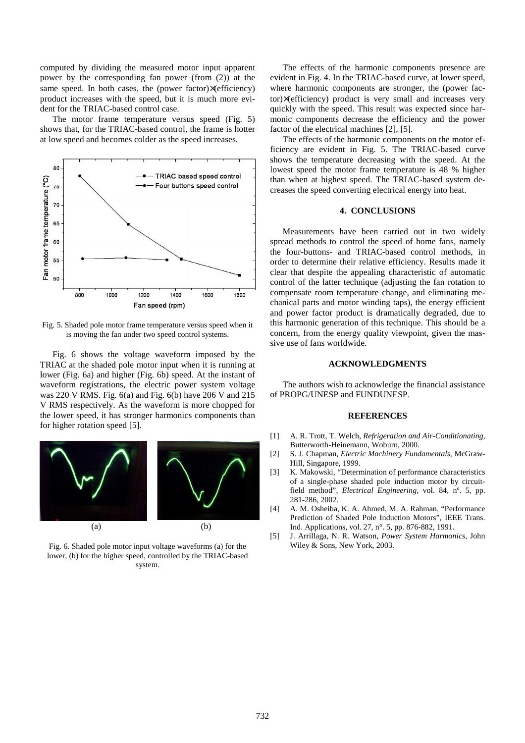computed by dividing the measured motor input apparent power by the corresponding fan power (from (2)) at the same speed. In both cases, the (power factor)×(efficiency) product increases with the speed, but it is much more evident for the TRIAC-based control case.

The motor frame temperature versus speed (Fig. 5) shows that, for the TRIAC-based control, the frame is hotter at low speed and becomes colder as the speed increases.

Fan motor frame temperature (°C)
80
75
70
65
60
55
50
800 1000 1200 1400 1600 1800
Fan speed (rpm)
TRIAC based speed control
Four buttons speed control

Fig. 5. Shaded pole motor frame temperature versus speed when it is moving the fan under two speed control systems.

Fig. 6 shows the voltage waveform imposed by the TRIAC at the shaded pole motor input when it is running at lower (Fig. 6a) and higher (Fig. 6b) speed. At the instant of waveform registrations, the electric power system voltage was 220 V RMS. Fig. 6(a) and Fig. 6(b) have 206 V and 215 V RMS respectively. As the waveform is more chopped for the lower speed, it has stronger harmonics components than for higher rotation speed [5].

(a) (b)

Fig. 6. Shaded pole motor input voltage waveforms (a) for the lower, (b) for the higher speed, controlled by the TRIAC-based system.

The effects of the harmonic components presence are evident in Fig. 4. In the TRIAC-based curve, at lower speed, where harmonic components are stronger, the (power factor)×(efficiency) product is very small and increases very quickly with the speed. This result was expected since harmonic components decrease the efficiency and the power factor of the electrical machines [2], [5].

The effects of the harmonic components on the motor efficiency are evident in Fig. 5. The TRIAC-based curve shows the temperature decreasing with the speed. At the lowest speed the motor frame temperature is 48 % higher than when at highest speed. The TRIAC-based system decreases the speed converting electrical energy into heat.

## 4. CONCLUSIONS

Measurements have been carried out in two widely spread methods to control the speed of home fans, namely the four-buttons- and TRIAC-based control methods, in order to determine their relative efficiency. Results made it clear that despite the appealing characteristic of automatic control of the latter technique (adjusting the fan rotation to compensate room temperature change, and eliminating mechanical parts and motor winding taps), the energy efficient and power factor product is dramatically degraded, due to this harmonic generation of this technique. This should be a concern, from the energy quality viewpoint, given the massive use of fans worldwide.

## ACKNOWLEDGMENTS

The authors wish to acknowledge the financial assistance of PROPG/UNESP and FUNDUNESP.

## REFERENCES

[1] A. R. Trott, T. Welch, *Refrigeration and Air-Conditionating*, Butterworth-Heinemann, Woburn, 2000.

[2] S. J. Chapman, *Electric Machinery Fundamentals*, McGraw-Hill, Singapore, 1999.

[3] K. Makowski, "Determination of performance characteristics of a single-phase shaded pole induction motor by circuit-field method", *Electrical Engineering*, vol. 84, nº. 5, pp. 281-286, 2002.

[4] A. M. Osheiba, K. A. Ahmed, M. A. Rahman, "Performance Prediction of Shaded Pole Induction Motors", IEEE Trans. Ind. Applications, vol. 27, n°. 5, pp. 876-882, 1991.

[5] J. Arrillaga, N. R. Watson, *Power System Harmonics*, John Wiley & Sons, New York, 2003.